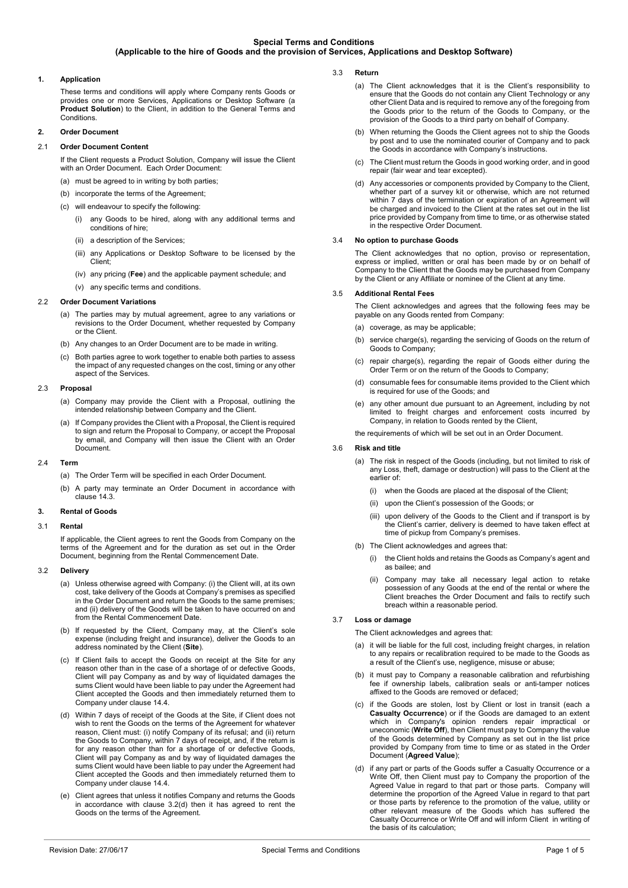# Special Terms and Conditions
## (Applicable to the hire of Goods and the provision of Services, Applications and Desktop Software)

### 1. Application

These terms and conditions will apply where Company rents Goods or provides one or more Services, Applications or Desktop Software (a **Product Solution**) to the Client, in addition to the General Terms and Conditions.

### 2. Order Document

#### 2.1 Order Document Content

If the Client requests a Product Solution, Company will issue the Client with an Order Document. Each Order Document:

(a) must be agreed to in writing by both parties;

(b) incorporate the terms of the Agreement;

(c) will endeavour to specify the following:

(i) any Goods to be hired, along with any additional terms and conditions of hire;

(ii) a description of the Services;

(iii) any Applications or Desktop Software to be licensed by the Client;

(iv) any pricing (**Fee**) and the applicable payment schedule; and

(v) any specific terms and conditions.

#### 2.2 Order Document Variations

(a) The parties may by mutual agreement, agree to any variations or revisions to the Order Document, whether requested by Company or the Client.

(b) Any changes to an Order Document are to be made in writing.

(c) Both parties agree to work together to enable both parties to assess the impact of any requested changes on the cost, timing or any other aspect of the Services.

#### 2.3 Proposal

(a) Company may provide the Client with a Proposal, outlining the intended relationship between Company and the Client.

(a) If Company provides the Client with a Proposal, the Client is required to sign and return the Proposal to Company, or accept the Proposal by email, and Company will then issue the Client with an Order Document.

#### 2.4 Term

(a) The Order Term will be specified in each Order Document.

(b) A party may terminate an Order Document in accordance with clause 14.3.

### 3. Rental of Goods

#### 3.1 Rental

If applicable, the Client agrees to rent the Goods from Company on the terms of the Agreement and for the duration as set out in the Order Document, beginning from the Rental Commencement Date.

#### 3.2 Delivery

(a) Unless otherwise agreed with Company: (i) the Client will, at its own cost, take delivery of the Goods at Company's premises as specified in the Order Document and return the Goods to the same premises; and (ii) delivery of the Goods will be taken to have occurred on and from the Rental Commencement Date.

(b) If requested by the Client, Company may, at the Client's sole expense (including freight and insurance), deliver the Goods to an address nominated by the Client (**Site**).

(c) If Client fails to accept the Goods on receipt at the Site for any reason other than in the case of a shortage of or defective Goods, Client will pay Company as and by way of liquidated damages the sums Client would have been liable to pay under the Agreement had Client accepted the Goods and then immediately returned them to Company under clause 14.4.

(d) Within 7 days of receipt of the Goods at the Site, if Client does not wish to rent the Goods on the terms of the Agreement for whatever reason, Client must: (i) notify Company of its refusal; and (ii) return the Goods to Company, within 7 days of receipt, and, if the return is for any reason other than for a shortage of or defective Goods, Client will pay Company as and by way of liquidated damages the sums Client would have been liable to pay under the Agreement had Client accepted the Goods and then immediately returned them to Company under clause 14.4.

(e) Client agrees that unless it notifies Company and returns the Goods in accordance with clause 3.2(d) then it has agreed to rent the Goods on the terms of the Agreement.

#### 3.3 Return

(a) The Client acknowledges that it is the Client's responsibility to ensure that the Goods do not contain any Client Technology or any other Client Data and is required to remove any of the foregoing from the Goods prior to the return of the Goods to Company, or the provision of the Goods to a third party on behalf of Company.

(b) When returning the Goods the Client agrees not to ship the Goods by post and to use the nominated courier of Company and to pack the Goods in accordance with Company's instructions.

(c) The Client must return the Goods in good working order, and in good repair (fair wear and tear excepted).

(d) Any accessories or components provided by Company to the Client, whether part of a survey kit or otherwise, which are not returned within 7 days of the termination or expiration of an Agreement will be charged and invoiced to the Client at the rates set out in the list price provided by Company from time to time, or as otherwise stated in the respective Order Document.

#### 3.4 No option to purchase Goods

The Client acknowledges that no option, proviso or representation, express or implied, written or oral has been made by or on behalf of Company to the Client that the Goods may be purchased from Company by the Client or any Affiliate or nominee of the Client at any time.

#### 3.5 Additional Rental Fees

The Client acknowledges and agrees that the following fees may be payable on any Goods rented from Company:

(a) coverage, as may be applicable;

(b) service charge(s), regarding the servicing of Goods on the return of Goods to Company;

(c) repair charge(s), regarding the repair of Goods either during the Order Term or on the return of the Goods to Company;

(d) consumable fees for consumable items provided to the Client which is required for use of the Goods; and

(e) any other amount due pursuant to an Agreement, including by not limited to freight charges and enforcement costs incurred by Company, in relation to Goods rented by the Client,

the requirements of which will be set out in an Order Document.

#### 3.6 Risk and title

(a) The risk in respect of the Goods (including, but not limited to risk of any Loss, theft, damage or destruction) will pass to the Client at the earlier of:

(i) when the Goods are placed at the disposal of the Client;

(ii) upon the Client's possession of the Goods; or

(iii) upon delivery of the Goods to the Client and if transport is by the Client's carrier, delivery is deemed to have taken effect at time of pickup from Company's premises.

(b) The Client acknowledges and agrees that:

(i) the Client holds and retains the Goods as Company's agent and as bailee; and

(ii) Company may take all necessary legal action to retake possession of any Goods at the end of the rental or where the Client breaches the Order Document and fails to rectify such breach within a reasonable period.

#### 3.7 Loss or damage

The Client acknowledges and agrees that:

(a) it will be liable for the full cost, including freight charges, in relation to any repairs or recalibration required to be made to the Goods as a result of the Client's use, negligence, misuse or abuse;

(b) it must pay to Company a reasonable calibration and refurbishing fee if ownership labels, calibration seals or anti-tamper notices affixed to the Goods are removed or defaced;

(c) if the Goods are stolen, lost by Client or lost in transit (each a **Casualty Occurrence**) or if the Goods are damaged to an extent which in Company's opinion renders repair impractical or uneconomic (**Write Off**), then Client must pay to Company the value of the Goods determined by Company as set out in the list price provided by Company from time to time or as stated in the Order Document (**Agreed Value**);

(d) if any part or parts of the Goods suffer a Casualty Occurrence or a Write Off, then Client must pay to Company the proportion of the Agreed Value in regard to that part or those parts. Company will determine the proportion of the Agreed Value in regard to that part or those parts by reference to the promotion of the value, utility or other relevant measure of the Goods which has suffered the Casualty Occurrence or Write Off and will inform Client in writing of the basis of its calculation;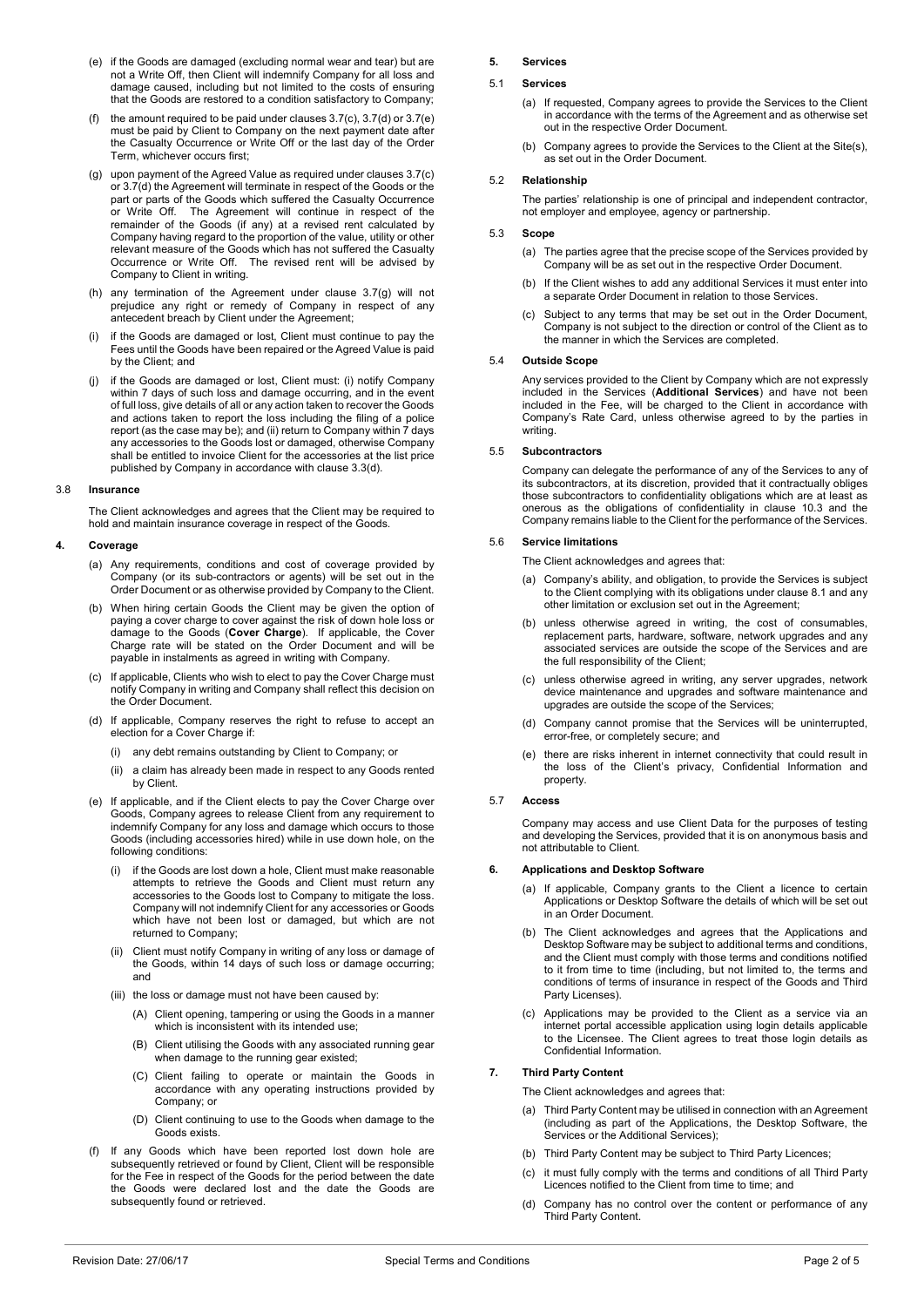(e) if the Goods are damaged (excluding normal wear and tear) but are not a Write Off, then Client will indemnify Company for all loss and damage caused, including but not limited to the costs of ensuring that the Goods are restored to a condition satisfactory to Company;

(f) the amount required to be paid under clauses 3.7(c), 3.7(d) or 3.7(e) must be paid by Client to Company on the next payment date after the Casualty Occurrence or Write Off or the last day of the Order Term, whichever occurs first;

(g) upon payment of the Agreed Value as required under clauses 3.7(c) or 3.7(d) the Agreement will terminate in respect of the Goods or the part or parts of the Goods which suffered the Casualty Occurrence or Write Off. The Agreement will continue in respect of the remainder of the Goods (if any) at a revised rent calculated by Company having regard to the proportion of the value, utility or other relevant measure of the Goods which has not suffered the Casualty Occurrence or Write Off. The revised rent will be advised by Company to Client in writing.

(h) any termination of the Agreement under clause 3.7(g) will not prejudice any right or remedy of Company in respect of any antecedent breach by Client under the Agreement;

(i) if the Goods are damaged or lost, Client must continue to pay the Fees until the Goods have been repaired or the Agreed Value is paid by the Client; and

(j) if the Goods are damaged or lost, Client must: (i) notify Company within 7 days of such loss and damage occurring, and in the event of full loss, give details of all or any action taken to recover the Goods and actions taken to report the loss including the filing of a police report (as the case may be); and (ii) return to Company within 7 days any accessories to the Goods lost or damaged, otherwise Company shall be entitled to invoice Client for the accessories at the list price published by Company in accordance with clause 3.3(d).

3.8 **Insurance**

The Client acknowledges and agrees that the Client may be required to hold and maintain insurance coverage in respect of the Goods.

## 4. Coverage

(a) Any requirements, conditions and cost of coverage provided by Company (or its sub-contractors or agents) will be set out in the Order Document or as otherwise provided by Company to the Client.

(b) When hiring certain Goods the Client may be given the option of paying a cover charge to cover against the risk of down hole loss or damage to the Goods (**Cover Charge**). If applicable, the Cover Charge rate will be stated on the Order Document and will be payable in instalments as agreed in writing with Company.

(c) If applicable, Clients who wish to elect to pay the Cover Charge must notify Company in writing and Company shall reflect this decision on the Order Document.

(d) If applicable, Company reserves the right to refuse to accept an election for a Cover Charge if:

(i) any debt remains outstanding by Client to Company; or

(ii) a claim has already been made in respect to any Goods rented by Client.

(e) If applicable, and if the Client elects to pay the Cover Charge over Goods, Company agrees to release Client from any requirement to indemnify Company for any loss and damage which occurs to those Goods (including accessories hired) while in use down hole, on the following conditions:

(i) if the Goods are lost down a hole, Client must make reasonable attempts to retrieve the Goods and Client must return any accessories to the Goods lost to Company to mitigate the loss. Company will not indemnify Client for any accessories or Goods which have not been lost or damaged, but which are not returned to Company;

(ii) Client must notify Company in writing of any loss or damage of the Goods, within 14 days of such loss or damage occurring; and

(iii) the loss or damage must not have been caused by:

(A) Client opening, tampering or using the Goods in a manner which is inconsistent with its intended use;

(B) Client utilising the Goods with any associated running gear when damage to the running gear existed;

(C) Client failing to operate or maintain the Goods in accordance with any operating instructions provided by Company; or

(D) Client continuing to use to the Goods when damage to the Goods exists.

(f) If any Goods which have been reported lost down hole are subsequently retrieved or found by Client, Client will be responsible for the Fee in respect of the Goods for the period between the date the Goods were declared lost and the date the Goods are subsequently found or retrieved.

## 5. Services

5.1 **Services**

(a) If requested, Company agrees to provide the Services to the Client in accordance with the terms of the Agreement and as otherwise set out in the respective Order Document.

(b) Company agrees to provide the Services to the Client at the Site(s), as set out in the Order Document.

5.2 **Relationship**

The parties' relationship is one of principal and independent contractor, not employer and employee, agency or partnership.

5.3 **Scope**

(a) The parties agree that the precise scope of the Services provided by Company will be as set out in the respective Order Document.

(b) If the Client wishes to add any additional Services it must enter into a separate Order Document in relation to those Services.

(c) Subject to any terms that may be set out in the Order Document, Company is not subject to the direction or control of the Client as to the manner in which the Services are completed.

5.4 **Outside Scope**

Any services provided to the Client by Company which are not expressly included in the Services (**Additional Services**) and have not been included in the Fee, will be charged to the Client in accordance with Company's Rate Card, unless otherwise agreed to by the parties in writing.

5.5 **Subcontractors**

Company can delegate the performance of any of the Services to any of its subcontractors, at its discretion, provided that it contractually obliges those subcontractors to confidentiality obligations which are at least as onerous as the obligations of confidentiality in clause 10.3 and the Company remains liable to the Client for the performance of the Services.

5.6 **Service limitations**

The Client acknowledges and agrees that:

(a) Company's ability, and obligation, to provide the Services is subject to the Client complying with its obligations under clause 8.1 and any other limitation or exclusion set out in the Agreement;

(b) unless otherwise agreed in writing, the cost of consumables, replacement parts, hardware, software, network upgrades and any associated services are outside the scope of the Services and are the full responsibility of the Client;

(c) unless otherwise agreed in writing, any server upgrades, network device maintenance and upgrades and software maintenance and upgrades are outside the scope of the Services;

(d) Company cannot promise that the Services will be uninterrupted, error-free, or completely secure; and

(e) there are risks inherent in internet connectivity that could result in the loss of the Client's privacy, Confidential Information and property.

5.7 **Access**

Company may access and use Client Data for the purposes of testing and developing the Services, provided that it is on anonymous basis and not attributable to Client.

## 6. Applications and Desktop Software

(a) If applicable, Company grants to the Client a licence to certain Applications or Desktop Software the details of which will be set out in an Order Document.

(b) The Client acknowledges and agrees that the Applications and Desktop Software may be subject to additional terms and conditions, and the Client must comply with those terms and conditions notified to it from time to time (including, but not limited to, the terms and conditions of terms of insurance in respect of the Goods and Third Party Licenses).

(c) Applications may be provided to the Client as a service via an internet portal accessible application using login details applicable to the Licensee. The Client agrees to treat those login details as Confidential Information.

## 7. Third Party Content

The Client acknowledges and agrees that:

(a) Third Party Content may be utilised in connection with an Agreement (including as part of the Applications, the Desktop Software, the Services or the Additional Services);

(b) Third Party Content may be subject to Third Party Licences;

(c) it must fully comply with the terms and conditions of all Third Party Licences notified to the Client from time to time; and

(d) Company has no control over the content or performance of any Third Party Content.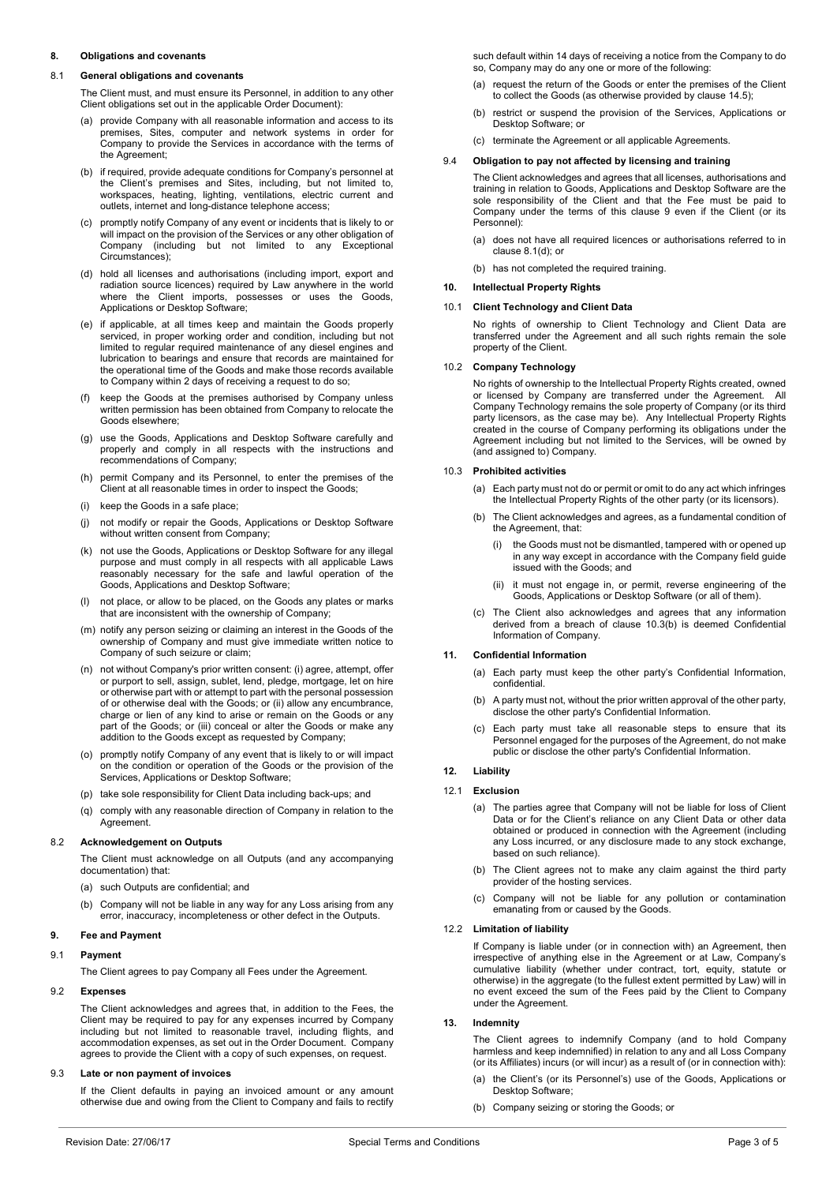## 8. Obligations and covenants

### 8.1 General obligations and covenants

The Client must, and must ensure its Personnel, in addition to any other Client obligations set out in the applicable Order Document):

(a) provide Company with all reasonable information and access to its premises, Sites, computer and network systems in order for Company to provide the Services in accordance with the terms of the Agreement;

(b) if required, provide adequate conditions for Company's personnel at the Client's premises and Sites, including, but not limited to, workspaces, heating, lighting, ventilations, electric current and outlets, internet and long-distance telephone access;

(c) promptly notify Company of any event or incidents that is likely to or will impact on the provision of the Services or any other obligation of Company (including but not limited to any Exceptional Circumstances);

(d) hold all licenses and authorisations (including import, export and radiation source licences) required by Law anywhere in the world where the Client imports, possesses or uses the Goods, Applications or Desktop Software;

(e) if applicable, at all times keep and maintain the Goods properly serviced, in proper working order and condition, including but not limited to regular required maintenance of any diesel engines and lubrication to bearings and ensure that records are maintained for the operational time of the Goods and make those records available to Company within 2 days of receiving a request to do so;

(f) keep the Goods at the premises authorised by Company unless written permission has been obtained from Company to relocate the Goods elsewhere;

(g) use the Goods, Applications and Desktop Software carefully and properly and comply in all respects with the instructions and recommendations of Company;

(h) permit Company and its Personnel, to enter the premises of the Client at all reasonable times in order to inspect the Goods;

(i) keep the Goods in a safe place;

(j) not modify or repair the Goods, Applications or Desktop Software without written consent from Company;

(k) not use the Goods, Applications or Desktop Software for any illegal purpose and must comply in all respects with all applicable Laws reasonably necessary for the safe and lawful operation of the Goods, Applications and Desktop Software;

(l) not place, or allow to be placed, on the Goods any plates or marks that are inconsistent with the ownership of Company;

(m) notify any person seizing or claiming an interest in the Goods of the ownership of Company and must give immediate written notice to Company of such seizure or claim;

(n) not without Company's prior written consent: (i) agree, attempt, offer or purport to sell, assign, sublet, lend, pledge, mortgage, let on hire or otherwise part with or attempt to part with the personal possession of or otherwise deal with the Goods; or (ii) allow any encumbrance, charge or lien of any kind to arise or remain on the Goods or any part of the Goods; or (iii) conceal or alter the Goods or make any addition to the Goods except as requested by Company;

(o) promptly notify Company of any event that is likely to or will impact on the condition or operation of the Goods or the provision of the Services, Applications or Desktop Software;

(p) take sole responsibility for Client Data including back-ups; and

(q) comply with any reasonable direction of Company in relation to the Agreement.

### 8.2 Acknowledgement on Outputs

The Client must acknowledge on all Outputs (and any accompanying documentation) that:

(a) such Outputs are confidential; and

(b) Company will not be liable in any way for any Loss arising from any error, inaccuracy, incompleteness or other defect in the Outputs.

## 9. Fee and Payment

### 9.1 Payment

The Client agrees to pay Company all Fees under the Agreement.

### 9.2 Expenses

The Client acknowledges and agrees that, in addition to the Fees, the Client may be required to pay for any expenses incurred by Company including but not limited to reasonable travel, including flights, and accommodation expenses, as set out in the Order Document. Company agrees to provide the Client with a copy of such expenses, on request.

### 9.3 Late or non payment of invoices

If the Client defaults in paying an invoiced amount or any amount otherwise due and owing from the Client to Company and fails to rectify such default within 14 days of receiving a notice from the Company to do so, Company may do any one or more of the following:

(a) request the return of the Goods or enter the premises of the Client to collect the Goods (as otherwise provided by clause 14.5);

(b) restrict or suspend the provision of the Services, Applications or Desktop Software; or

(c) terminate the Agreement or all applicable Agreements.

### 9.4 Obligation to pay not affected by licensing and training

The Client acknowledges and agrees that all licenses, authorisations and training in relation to Goods, Applications and Desktop Software are the sole responsibility of the Client and that the Fee must be paid to Company under the terms of this clause 9 even if the Client (or its Personnel):

(a) does not have all required licences or authorisations referred to in clause 8.1(d); or

(b) has not completed the required training.

## 10. Intellectual Property Rights

### 10.1 Client Technology and Client Data

No rights of ownership to Client Technology and Client Data are transferred under the Agreement and all such rights remain the sole property of the Client.

### 10.2 Company Technology

No rights of ownership to the Intellectual Property Rights created, owned or licensed by Company are transferred under the Agreement. All Company Technology remains the sole property of Company (or its third party licensors, as the case may be). Any Intellectual Property Rights created in the course of Company performing its obligations under the Agreement including but not limited to the Services, will be owned by (and assigned to) Company.

### 10.3 Prohibited activities

(a) Each party must not do or permit or omit to do any act which infringes the Intellectual Property Rights of the other party (or its licensors).

(b) The Client acknowledges and agrees, as a fundamental condition of the Agreement, that:

   (i) the Goods must not be dismantled, tampered with or opened up in any way except in accordance with the Company field guide issued with the Goods; and

   (ii) it must not engage in, or permit, reverse engineering of the Goods, Applications or Desktop Software (or all of them).

(c) The Client also acknowledges and agrees that any information derived from a breach of clause 10.3(b) is deemed Confidential Information of Company.

## 11. Confidential Information

(a) Each party must keep the other party's Confidential Information, confidential.

(b) A party must not, without the prior written approval of the other party, disclose the other party's Confidential Information.

(c) Each party must take all reasonable steps to ensure that its Personnel engaged for the purposes of the Agreement, do not make public or disclose the other party's Confidential Information.

## 12. Liability

### 12.1 Exclusion

(a) The parties agree that Company will not be liable for loss of Client Data or for the Client's reliance on any Client Data or other data obtained or produced in connection with the Agreement (including any Loss incurred, or any disclosure made to any stock exchange, based on such reliance).

(b) The Client agrees not to make any claim against the third party provider of the hosting services.

(c) Company will not be liable for any pollution or contamination emanating from or caused by the Goods.

### 12.2 Limitation of liability

If Company is liable under (or in connection with) an Agreement, then irrespective of anything else in the Agreement or at Law, Company's cumulative liability (whether under contract, tort, equity, statute or otherwise) in the aggregate (to the fullest extent permitted by Law) will in no event exceed the sum of the Fees paid by the Client to Company under the Agreement.

## 13. Indemnity

The Client agrees to indemnify Company (and to hold Company harmless and keep indemnified) in relation to any and all Loss Company (or its Affiliates) incurs (or will incur) as a result of (or in connection with):

(a) the Client's (or its Personnel's) use of the Goods, Applications or Desktop Software;

(b) Company seizing or storing the Goods; or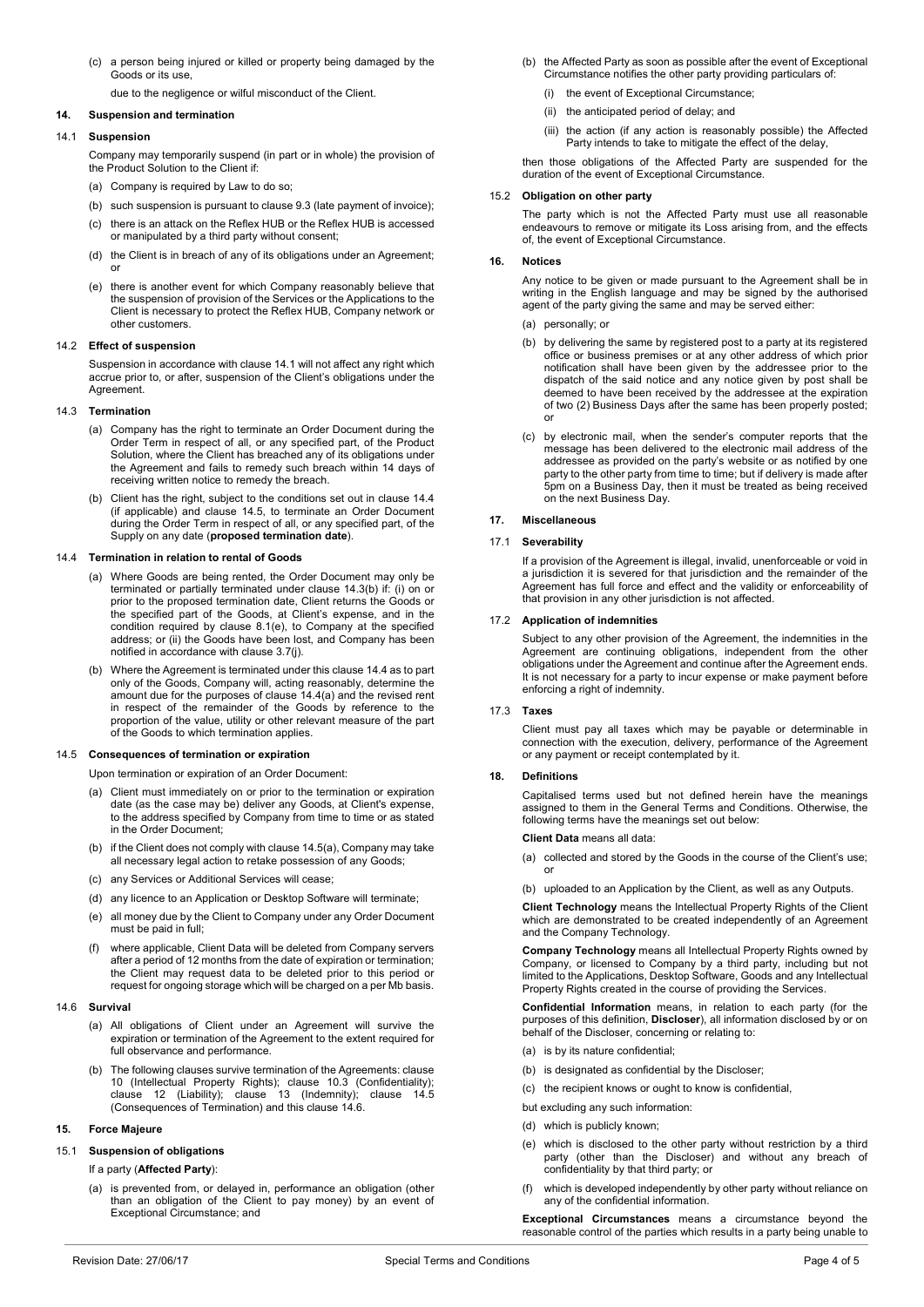(c) a person being injured or killed or property being damaged by the Goods or its use,

due to the negligence or wilful misconduct of the Client.

## 14. Suspension and termination

### 14.1 Suspension

Company may temporarily suspend (in part or in whole) the provision of the Product Solution to the Client if:

(a) Company is required by Law to do so;

(b) such suspension is pursuant to clause 9.3 (late payment of invoice);

(c) there is an attack on the Reflex HUB or the Reflex HUB is accessed or manipulated by a third party without consent;

(d) the Client is in breach of any of its obligations under an Agreement; or

(e) there is another event for which Company reasonably believe that the suspension of provision of the Services or the Applications to the Client is necessary to protect the Reflex HUB, Company network or other customers.

### 14.2 Effect of suspension

Suspension in accordance with clause 14.1 will not affect any right which accrue prior to, or after, suspension of the Client's obligations under the Agreement.

### 14.3 Termination

(a) Company has the right to terminate an Order Document during the Order Term in respect of all, or any specified part, of the Product Solution, where the Client has breached any of its obligations under the Agreement and fails to remedy such breach within 14 days of receiving written notice to remedy the breach.

(b) Client has the right, subject to the conditions set out in clause 14.4 (if applicable) and clause 14.5, to terminate an Order Document during the Order Term in respect of all, or any specified part, of the Supply on any date (**proposed termination date**).

### 14.4 Termination in relation to rental of Goods

(a) Where Goods are being rented, the Order Document may only be terminated or partially terminated under clause 14.3(b) if: (i) on or prior to the proposed termination date, Client returns the Goods or the specified part of the Goods, at Client's expense, and in the condition required by clause 8.1(e), to Company at the specified address; or (ii) the Goods have been lost, and Company has been notified in accordance with clause 3.7(j).

(b) Where the Agreement is terminated under this clause 14.4 as to part only of the Goods, Company will, acting reasonably, determine the amount due for the purposes of clause 14.4(a) and the revised rent in respect of the remainder of the Goods by reference to the proportion of the value, utility or other relevant measure of the part of the Goods to which termination applies.

### 14.5 Consequences of termination or expiration

Upon termination or expiration of an Order Document:

(a) Client must immediately on or prior to the termination or expiration date (as the case may be) deliver any Goods, at Client's expense, to the address specified by Company from time to time or as stated in the Order Document;

(b) if the Client does not comply with clause 14.5(a), Company may take all necessary legal action to retake possession of any Goods;

(c) any Services or Additional Services will cease;

(d) any licence to an Application or Desktop Software will terminate;

(e) all money due by the Client to Company under any Order Document must be paid in full;

(f) where applicable, Client Data will be deleted from Company servers after a period of 12 months from the date of expiration or termination; the Client may request data to be deleted prior to this period or request for ongoing storage which will be charged on a per Mb basis.

### 14.6 Survival

(a) All obligations of Client under an Agreement will survive the expiration or termination of the Agreement to the extent required for full observance and performance.

(b) The following clauses survive termination of the Agreements: clause 10 (Intellectual Property Rights); clause 10.3 (Confidentiality); clause 12 (Liability); clause 13 (Indemnity); clause 14.5 (Consequences of Termination) and this clause 14.6.

## 15. Force Majeure

### 15.1 Suspension of obligations

If a party (**Affected Party**):

(a) is prevented from, or delayed in, performance an obligation (other than an obligation of the Client to pay money) by an event of Exceptional Circumstance; and

(b) the Affected Party as soon as possible after the event of Exceptional Circumstance notifies the other party providing particulars of:

(i) the event of Exceptional Circumstance;

(ii) the anticipated period of delay; and

(iii) the action (if any action is reasonably possible) the Affected Party intends to take to mitigate the effect of the delay,

then those obligations of the Affected Party are suspended for the duration of the event of Exceptional Circumstance.

### 15.2 Obligation on other party

The party which is not the Affected Party must use all reasonable endeavours to remove or mitigate its Loss arising from, and the effects of, the event of Exceptional Circumstance.

## 16. Notices

Any notice to be given or made pursuant to the Agreement shall be in writing in the English language and may be signed by the authorised agent of the party giving the same and may be served either:

(a) personally; or

(b) by delivering the same by registered post to a party at its registered office or business premises or at any other address of which prior notification shall have been given by the addressee prior to the dispatch of the said notice and any notice given by post shall be deemed to have been received by the addressee at the expiration of two (2) Business Days after the same has been properly posted; or

(c) by electronic mail, when the sender's computer reports that the message has been delivered to the electronic mail address of the addressee as provided on the party's website or as notified by one party to the other party from time to time; but if delivery is made after 5pm on a Business Day, then it must be treated as being received on the next Business Day.

## 17. Miscellaneous

### 17.1 Severability

If a provision of the Agreement is illegal, invalid, unenforceable or void in a jurisdiction it is severed for that jurisdiction and the remainder of the Agreement has full force and effect and the validity or enforceability of that provision in any other jurisdiction is not affected.

### 17.2 Application of indemnities

Subject to any other provision of the Agreement, the indemnities in the Agreement are continuing obligations, independent from the other obligations under the Agreement and continue after the Agreement ends. It is not necessary for a party to incur expense or make payment before enforcing a right of indemnity.

### 17.3 Taxes

Client must pay all taxes which may be payable or determinable in connection with the execution, delivery, performance of the Agreement or any payment or receipt contemplated by it.

## 18. Definitions

Capitalised terms used but not defined herein have the meanings assigned to them in the General Terms and Conditions. Otherwise, the following terms have the meanings set out below:

**Client Data** means all data:

(a) collected and stored by the Goods in the course of the Client's use; or

(b) uploaded to an Application by the Client, as well as any Outputs.

**Client Technology** means the Intellectual Property Rights of the Client which are demonstrated to be created independently of an Agreement and the Company Technology.

**Company Technology** means all Intellectual Property Rights owned by Company, or licensed to Company by a third party, including but not limited to the Applications, Desktop Software, Goods and any Intellectual Property Rights created in the course of providing the Services.

**Confidential Information** means, in relation to each party (for the purposes of this definition, **Discloser**), all information disclosed by or on behalf of the Discloser, concerning or relating to:

(a) is by its nature confidential;

(b) is designated as confidential by the Discloser;

(c) the recipient knows or ought to know is confidential,

but excluding any such information:

(d) which is publicly known;

(e) which is disclosed to the other party without restriction by a third party (other than the Discloser) and without any breach of confidentiality by that third party; or

(f) which is developed independently by other party without reliance on any of the confidential information.

**Exceptional Circumstances** means a circumstance beyond the reasonable control of the parties which results in a party being unable to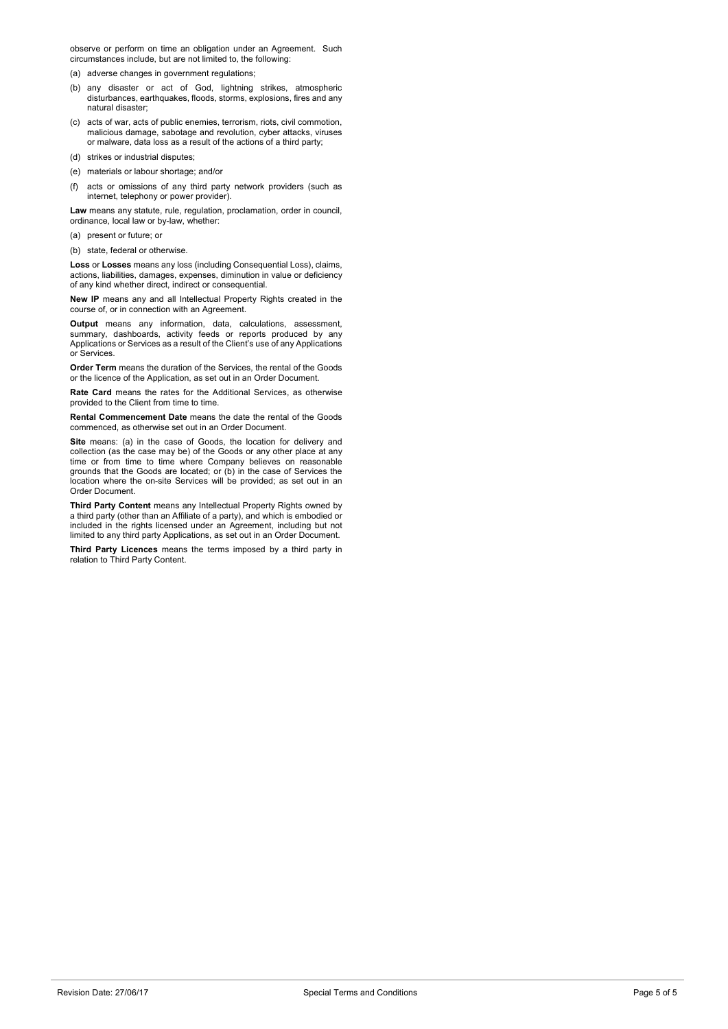observe or perform on time an obligation under an Agreement. Such circumstances include, but are not limited to, the following:

(a) adverse changes in government regulations;

(b) any disaster or act of God, lightning strikes, atmospheric disturbances, earthquakes, floods, storms, explosions, fires and any natural disaster;

(c) acts of war, acts of public enemies, terrorism, riots, civil commotion, malicious damage, sabotage and revolution, cyber attacks, viruses or malware, data loss as a result of the actions of a third party;

(d) strikes or industrial disputes;

(e) materials or labour shortage; and/or

(f) acts or omissions of any third party network providers (such as internet, telephony or power provider).

**Law** means any statute, rule, regulation, proclamation, order in council, ordinance, local law or by-law, whether:

(a) present or future; or

(b) state, federal or otherwise.

**Loss** or **Losses** means any loss (including Consequential Loss), claims, actions, liabilities, damages, expenses, diminution in value or deficiency of any kind whether direct, indirect or consequential.

**New IP** means any and all Intellectual Property Rights created in the course of, or in connection with an Agreement.

**Output** means any information, data, calculations, assessment, summary, dashboards, activity feeds or reports produced by any Applications or Services as a result of the Client's use of any Applications or Services.

**Order Term** means the duration of the Services, the rental of the Goods or the licence of the Application, as set out in an Order Document.

**Rate Card** means the rates for the Additional Services, as otherwise provided to the Client from time to time.

**Rental Commencement Date** means the date the rental of the Goods commenced, as otherwise set out in an Order Document.

**Site** means: (a) in the case of Goods, the location for delivery and collection (as the case may be) of the Goods or any other place at any time or from time to time where Company believes on reasonable grounds that the Goods are located; or (b) in the case of Services the location where the on-site Services will be provided; as set out in an Order Document.

**Third Party Content** means any Intellectual Property Rights owned by a third party (other than an Affiliate of a party), and which is embodied or included in the rights licensed under an Agreement, including but not limited to any third party Applications, as set out in an Order Document.

**Third Party Licences** means the terms imposed by a third party in relation to Third Party Content.